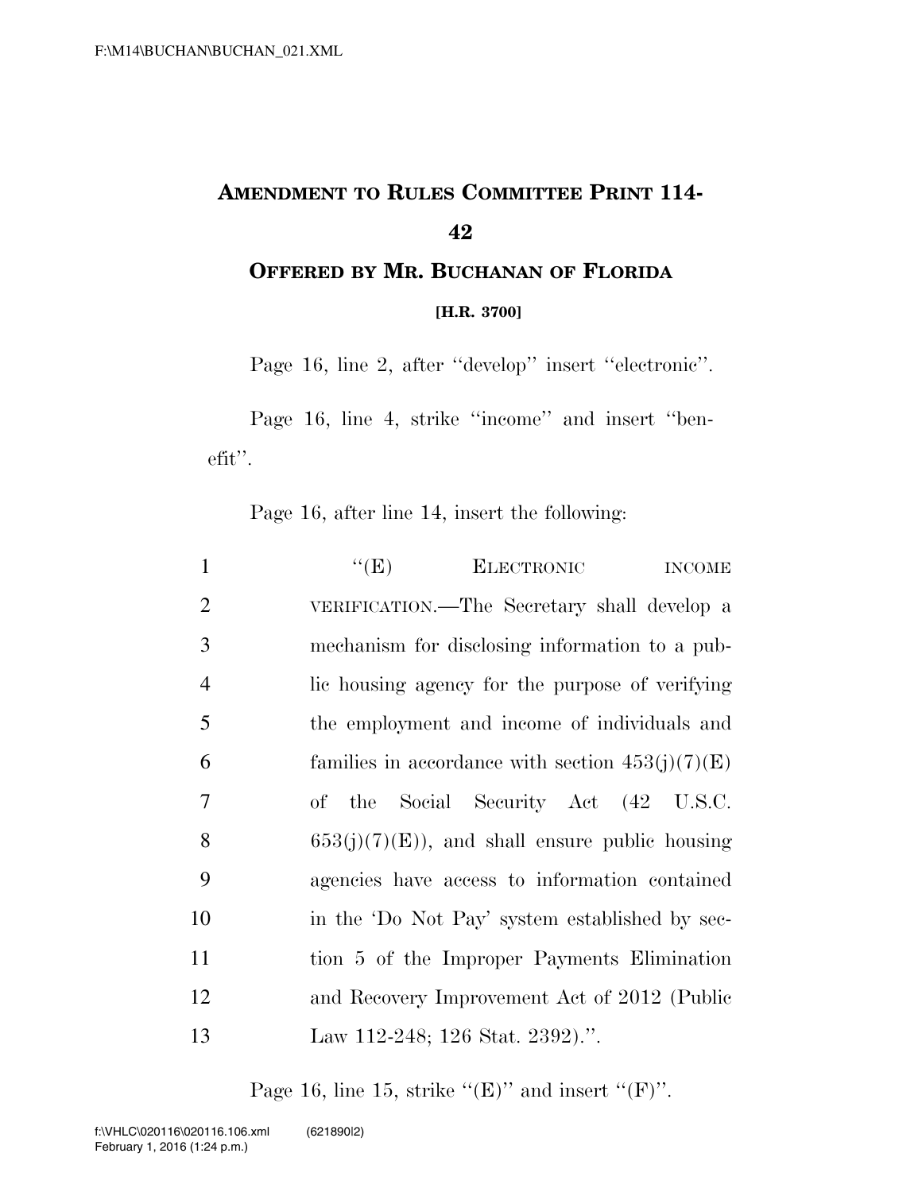# AMENDMENT TO RULES COMMITTEE PRINT 114-42

## OFFERED BY MR. BUCHANAN OF FLORIDA

**[H.R. 3700]**

Page 16, line 2, after "develop" insert "electronic".

Page 16, line 4, strike "income" and insert "benefit".

Page 16, after line 14, insert the following:

1 "(E) ELECTRONIC INCOME
2 VERIFICATION.—The Secretary shall develop a
3 mechanism for disclosing information to a pub-
4 lic housing agency for the purpose of verifying
5 the employment and income of individuals and
6 families in accordance with section 453(j)(7)(E)
7 of the Social Security Act (42 U.S.C.
8 653(j)(7)(E)), and shall ensure public housing
9 agencies have access to information contained
10 in the 'Do Not Pay' system established by sec-
11 tion 5 of the Improper Payments Elimination
12 and Recovery Improvement Act of 2012 (Public
13 Law 112-248; 126 Stat. 2392).".

Page 16, line 15, strike "(E)" and insert "(F)".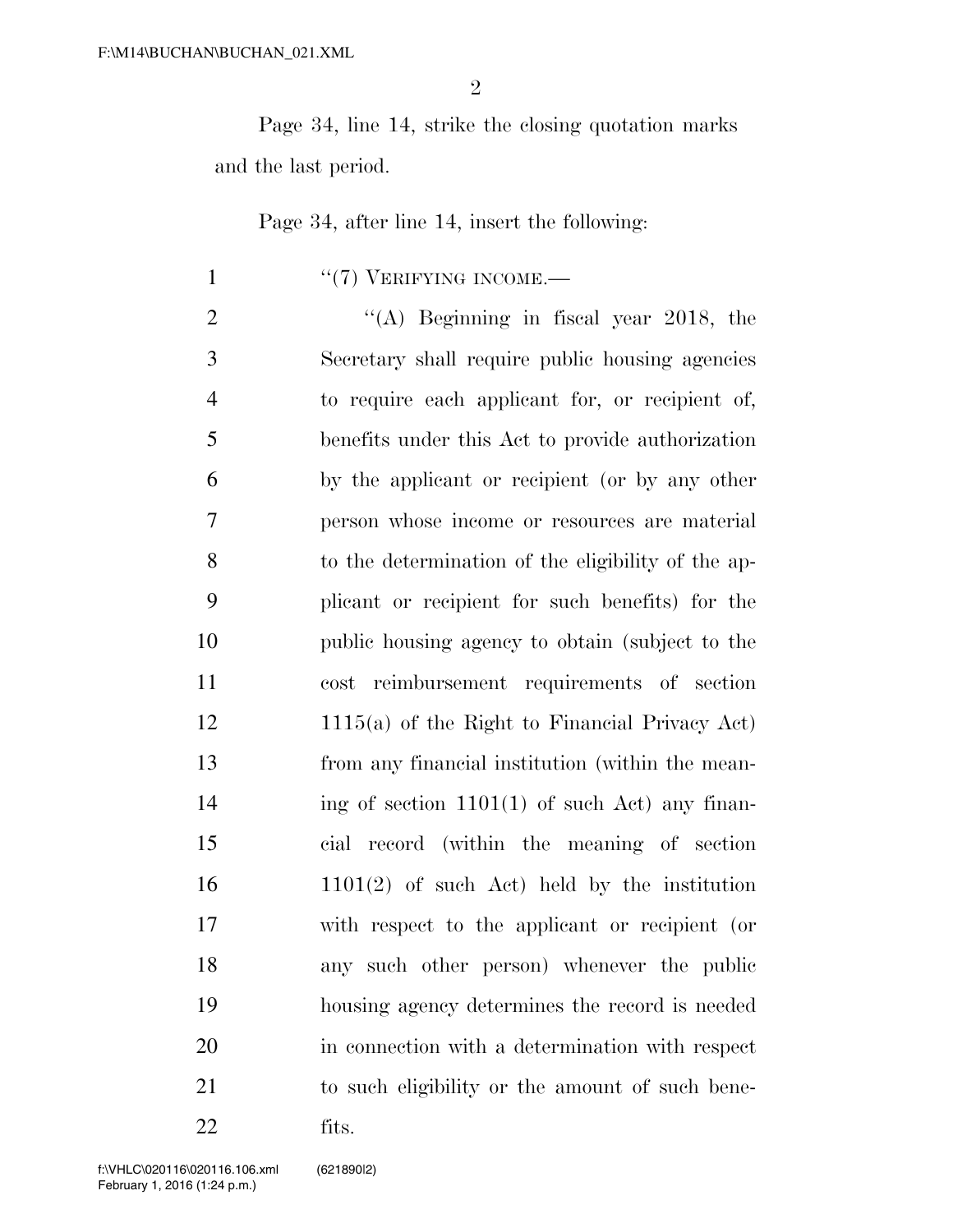Page 34, line 14, strike the closing quotation marks and the last period.

Page 34, after line 14, insert the following:

1 "(7) VERIFYING INCOME.—

2 "(A) Beginning in fiscal year 2018, the
3 Secretary shall require public housing agencies
4 to require each applicant for, or recipient of,
5 benefits under this Act to provide authorization
6 by the applicant or recipient (or by any other
7 person whose income or resources are material
8 to the determination of the eligibility of the ap-
9 plicant or recipient for such benefits) for the
10 public housing agency to obtain (subject to the
11 cost reimbursement requirements of section
12 1115(a) of the Right to Financial Privacy Act)
13 from any financial institution (within the mean-
14 ing of section 1101(1) of such Act) any finan-
15 cial record (within the meaning of section
16 1101(2) of such Act) held by the institution
17 with respect to the applicant or recipient (or
18 any such other person) whenever the public
19 housing agency determines the record is needed
20 in connection with a determination with respect
21 to such eligibility or the amount of such bene-
22 fits.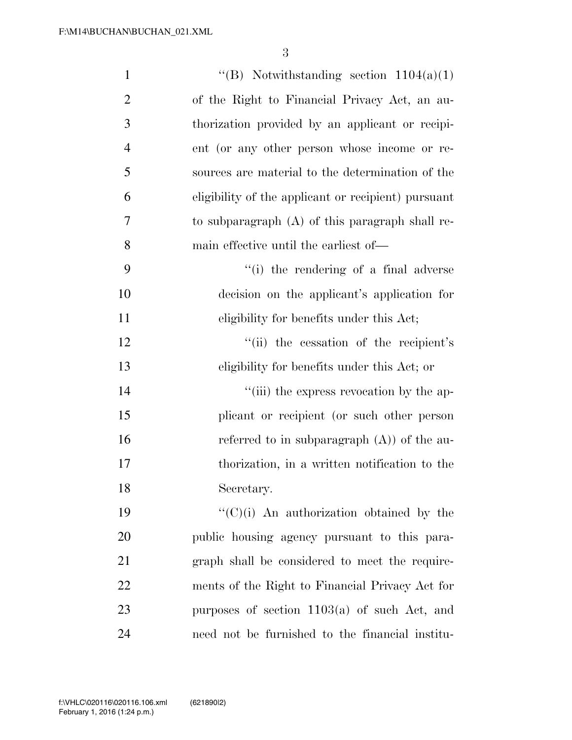''(B) Notwithstanding section 1104(a)(1) of the Right to Financial Privacy Act, an authorization provided by an applicant or recipient (or any other person whose income or resources are material to the determination of the eligibility of the applicant or recipient) pursuant to subparagraph (A) of this paragraph shall remain effective until the earliest of—

''(i) the rendering of a final adverse decision on the applicant's application for eligibility for benefits under this Act;

''(ii) the cessation of the recipient's eligibility for benefits under this Act; or

''(iii) the express revocation by the applicant or recipient (or such other person referred to in subparagraph (A)) of the authorization, in a written notification to the Secretary.

''(C)(i) An authorization obtained by the public housing agency pursuant to this paragraph shall be considered to meet the requirements of the Right to Financial Privacy Act for purposes of section 1103(a) of such Act, and need not be furnished to the financial institu-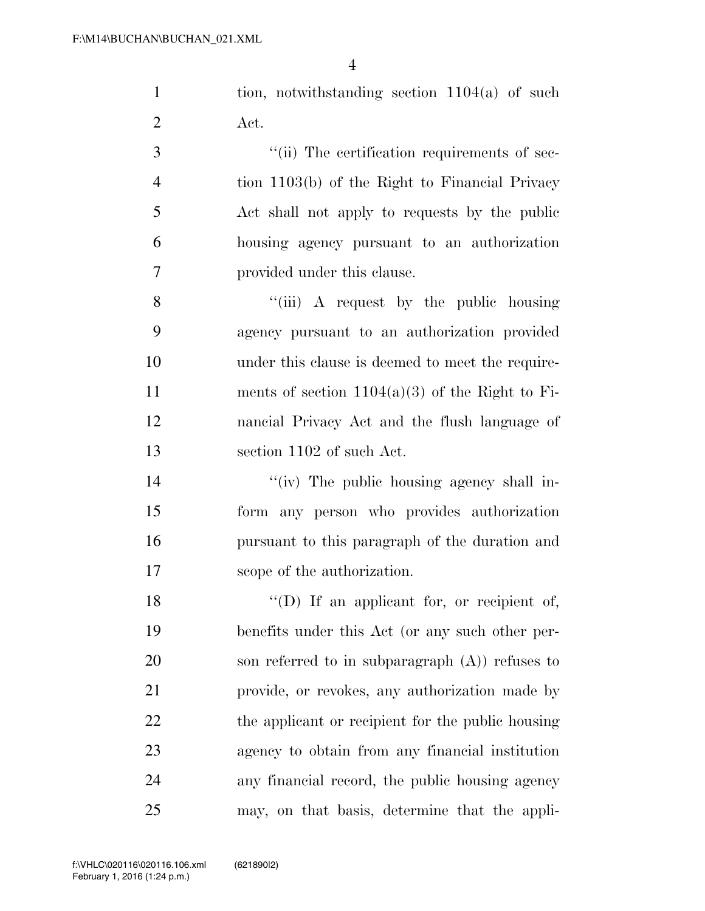tion, notwithstanding section 1104(a) of such Act.

"(ii) The certification requirements of section 1103(b) of the Right to Financial Privacy Act shall not apply to requests by the public housing agency pursuant to an authorization provided under this clause.

"(iii) A request by the public housing agency pursuant to an authorization provided under this clause is deemed to meet the requirements of section 1104(a)(3) of the Right to Financial Privacy Act and the flush language of section 1102 of such Act.

"(iv) The public housing agency shall inform any person who provides authorization pursuant to this paragraph of the duration and scope of the authorization.

"(D) If an applicant for, or recipient of, benefits under this Act (or any such other person referred to in subparagraph (A)) refuses to provide, or revokes, any authorization made by the applicant or recipient for the public housing agency to obtain from any financial institution any financial record, the public housing agency may, on that basis, determine that the appli-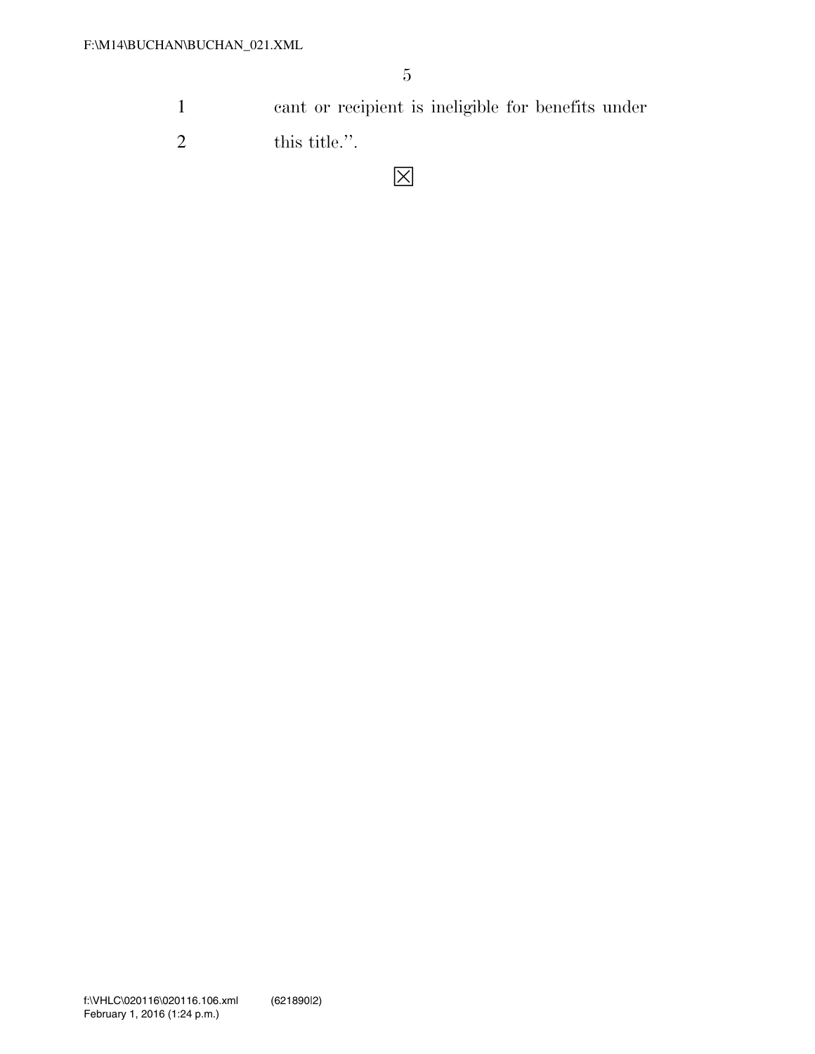cant or recipient is ineligible for benefits under this title.''.